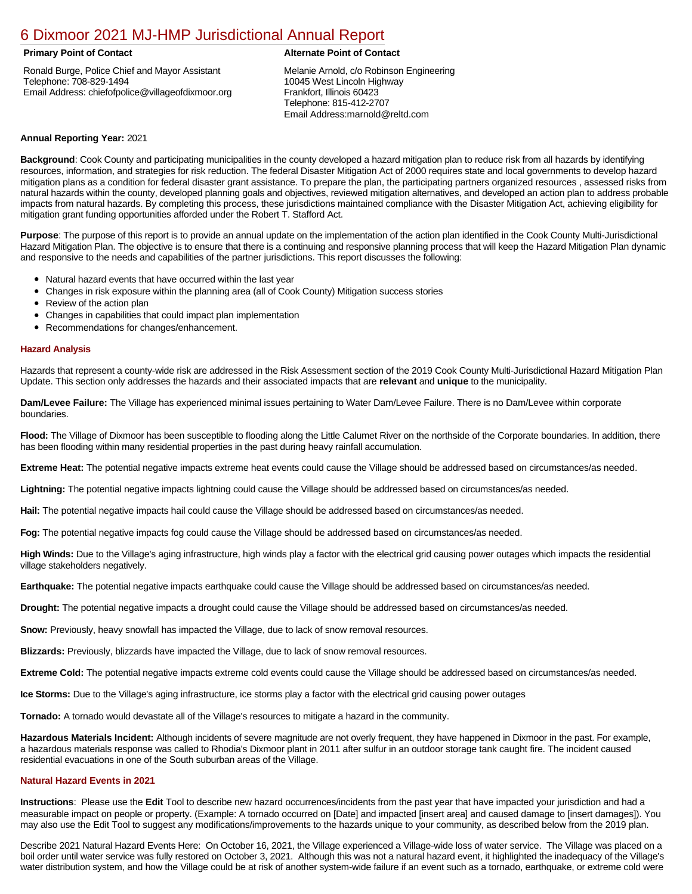# 6 Dixmoor 2021 MJ-HMP Jurisdictional Annual Report

**Primary Point of Contact**

Ronald Burge, Police Chief and Mayor Assistant
Telephone: 708-829-1494
Email Address: chiefofpolice@villageofdixmoor.org

**Alternate Point of Contact**

Melanie Arnold, c/o Robinson Engineering
10045 West Lincoln Highway
Frankfort, Illinois 60423
Telephone: 815-412-2707
Email Address:marnold@reltd.com

**Annual Reporting Year:** 2021

**Background**: Cook County and participating municipalities in the county developed a hazard mitigation plan to reduce risk from all hazards by identifying resources, information, and strategies for risk reduction. The federal Disaster Mitigation Act of 2000 requires state and local governments to develop hazard mitigation plans as a condition for federal disaster grant assistance. To prepare the plan, the participating partners organized resources , assessed risks from natural hazards within the county, developed planning goals and objectives, reviewed mitigation alternatives, and developed an action plan to address probable impacts from natural hazards. By completing this process, these jurisdictions maintained compliance with the Disaster Mitigation Act, achieving eligibility for mitigation grant funding opportunities afforded under the Robert T. Stafford Act.

**Purpose**: The purpose of this report is to provide an annual update on the implementation of the action plan identified in the Cook County Multi-Jurisdictional Hazard Mitigation Plan. The objective is to ensure that there is a continuing and responsive planning process that will keep the Hazard Mitigation Plan dynamic and responsive to the needs and capabilities of the partner jurisdictions. This report discusses the following:

- Natural hazard events that have occurred within the last year
- Changes in risk exposure within the planning area (all of Cook County) Mitigation success stories
- Review of the action plan
- Changes in capabilities that could impact plan implementation
- Recommendations for changes/enhancement.

### Hazard Analysis

Hazards that represent a county-wide risk are addressed in the Risk Assessment section of the 2019 Cook County Multi-Jurisdictional Hazard Mitigation Plan Update. This section only addresses the hazards and their associated impacts that are **relevant** and **unique** to the municipality.

**Dam/Levee Failure:** The Village has experienced minimal issues pertaining to Water Dam/Levee Failure. There is no Dam/Levee within corporate boundaries.

**Flood:** The Village of Dixmoor has been susceptible to flooding along the Little Calumet River on the northside of the Corporate boundaries. In addition, there has been flooding within many residential properties in the past during heavy rainfall accumulation.

**Extreme Heat:** The potential negative impacts extreme heat events could cause the Village should be addressed based on circumstances/as needed.

**Lightning:** The potential negative impacts lightning could cause the Village should be addressed based on circumstances/as needed.

**Hail:** The potential negative impacts hail could cause the Village should be addressed based on circumstances/as needed.

**Fog:** The potential negative impacts fog could cause the Village should be addressed based on circumstances/as needed.

**High Winds:** Due to the Village's aging infrastructure, high winds play a factor with the electrical grid causing power outages which impacts the residential village stakeholders negatively.

**Earthquake:** The potential negative impacts earthquake could cause the Village should be addressed based on circumstances/as needed.

**Drought:** The potential negative impacts a drought could cause the Village should be addressed based on circumstances/as needed.

**Snow:** Previously, heavy snowfall has impacted the Village, due to lack of snow removal resources.

**Blizzards:** Previously, blizzards have impacted the Village, due to lack of snow removal resources.

**Extreme Cold:** The potential negative impacts extreme cold events could cause the Village should be addressed based on circumstances/as needed.

**Ice Storms:** Due to the Village's aging infrastructure, ice storms play a factor with the electrical grid causing power outages

**Tornado:** A tornado would devastate all of the Village's resources to mitigate a hazard in the community.

**Hazardous Materials Incident:** Although incidents of severe magnitude are not overly frequent, they have happened in Dixmoor in the past. For example, a hazardous materials response was called to Rhodia's Dixmoor plant in 2011 after sulfur in an outdoor storage tank caught fire. The incident caused residential evacuations in one of the South suburban areas of the Village.

### Natural Hazard Events in 2021

**Instructions**: Please use the **Edit** Tool to describe new hazard occurrences/incidents from the past year that have impacted your jurisdiction and had a measurable impact on people or property. (Example: A tornado occurred on [Date] and impacted [insert area] and caused damage to [insert damages]). You may also use the Edit Tool to suggest any modifications/improvements to the hazards unique to your community, as described below from the 2019 plan.

Describe 2021 Natural Hazard Events Here: On October 16, 2021, the Village experienced a Village-wide loss of water service. The Village was placed on a boil order until water service was fully restored on October 3, 2021. Although this was not a natural hazard event, it highlighted the inadequacy of the Village's water distribution system, and how the Village could be at risk of another system-wide failure if an event such as a tornado, earthquake, or extreme cold were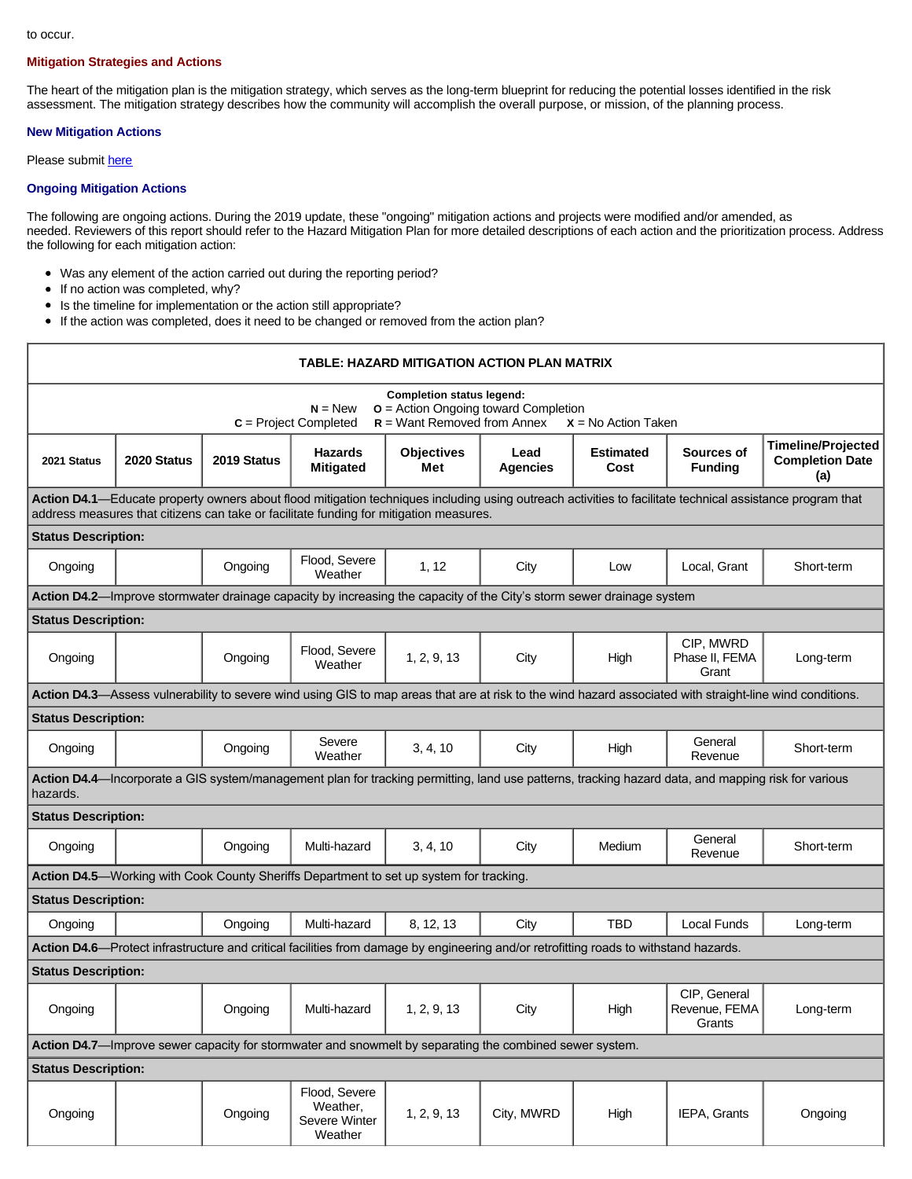to occur.

### Mitigation Strategies and Actions

The heart of the mitigation plan is the mitigation strategy, which serves as the long-term blueprint for reducing the potential losses identified in the risk assessment. The mitigation strategy describes how the community will accomplish the overall purpose, or mission, of the planning process.

#### New Mitigation Actions

Please submit here

#### Ongoing Mitigation Actions

The following are ongoing actions. During the 2019 update, these "ongoing" mitigation actions and projects were modified and/or amended, as needed. Reviewers of this report should refer to the Hazard Mitigation Plan for more detailed descriptions of each action and the prioritization process. Address the following for each mitigation action:

- Was any element of the action carried out during the reporting period?
- If no action was completed, why?
- Is the timeline for implementation or the action still appropriate?
- If the action was completed, does it need to be changed or removed from the action plan?

**TABLE: HAZARD MITIGATION ACTION PLAN MATRIX**

**Completion status legend:**
**N** = New **O** = Action Ongoing toward Completion
**C** = Project Completed **R** = Want Removed from Annex **X** = No Action Taken

| 2021 Status | 2020 Status | 2019 Status | Hazards Mitigated | Objectives Met | Lead Agencies | Estimated Cost | Sources of Funding | Timeline/Projected Completion Date (a) |
|---|---|---|---|---|---|---|---|---|
| **Action D4.1**—Educate property owners about flood mitigation techniques including using outreach activities to facilitate technical assistance program that address measures that citizens can take or facilitate funding for mitigation measures. | | | | | | | | |
| **Status Description:** | | | | | | | | |
| Ongoing | | Ongoing | Flood, Severe Weather | 1, 12 | City | Low | Local, Grant | Short-term |
| **Action D4.2**—Improve stormwater drainage capacity by increasing the capacity of the City's storm sewer drainage system | | | | | | | | |
| **Status Description:** | | | | | | | | |
| Ongoing | | Ongoing | Flood, Severe Weather | 1, 2, 9, 13 | City | High | CIP, MWRD Phase II, FEMA Grant | Long-term |
| **Action D4.3**—Assess vulnerability to severe wind using GIS to map areas that are at risk to the wind hazard associated with straight-line wind conditions. | | | | | | | | |
| **Status Description:** | | | | | | | | |
| Ongoing | | Ongoing | Severe Weather | 3, 4, 10 | City | High | General Revenue | Short-term |
| **Action D4.4**—Incorporate a GIS system/management plan for tracking permitting, land use patterns, tracking hazard data, and mapping risk for various hazards. | | | | | | | | |
| **Status Description:** | | | | | | | | |
| Ongoing | | Ongoing | Multi-hazard | 3, 4, 10 | City | Medium | General Revenue | Short-term |
| **Action D4.5**—Working with Cook County Sheriffs Department to set up system for tracking. | | | | | | | | |
| **Status Description:** | | | | | | | | |
| Ongoing | | Ongoing | Multi-hazard | 8, 12, 13 | City | TBD | Local Funds | Long-term |
| **Action D4.6**—Protect infrastructure and critical facilities from damage by engineering and/or retrofitting roads to withstand hazards. | | | | | | | | |
| **Status Description:** | | | | | | | | |
| Ongoing | | Ongoing | Multi-hazard | 1, 2, 9, 13 | City | High | CIP, General Revenue, FEMA Grants | Long-term |
| **Action D4.7**—Improve sewer capacity for stormwater and snowmelt by separating the combined sewer system. | | | | | | | | |
| **Status Description:** | | | | | | | | |
| Ongoing | | Ongoing | Flood, Severe Weather, Severe Winter Weather | 1, 2, 9, 13 | City, MWRD | High | IEPA, Grants | Ongoing |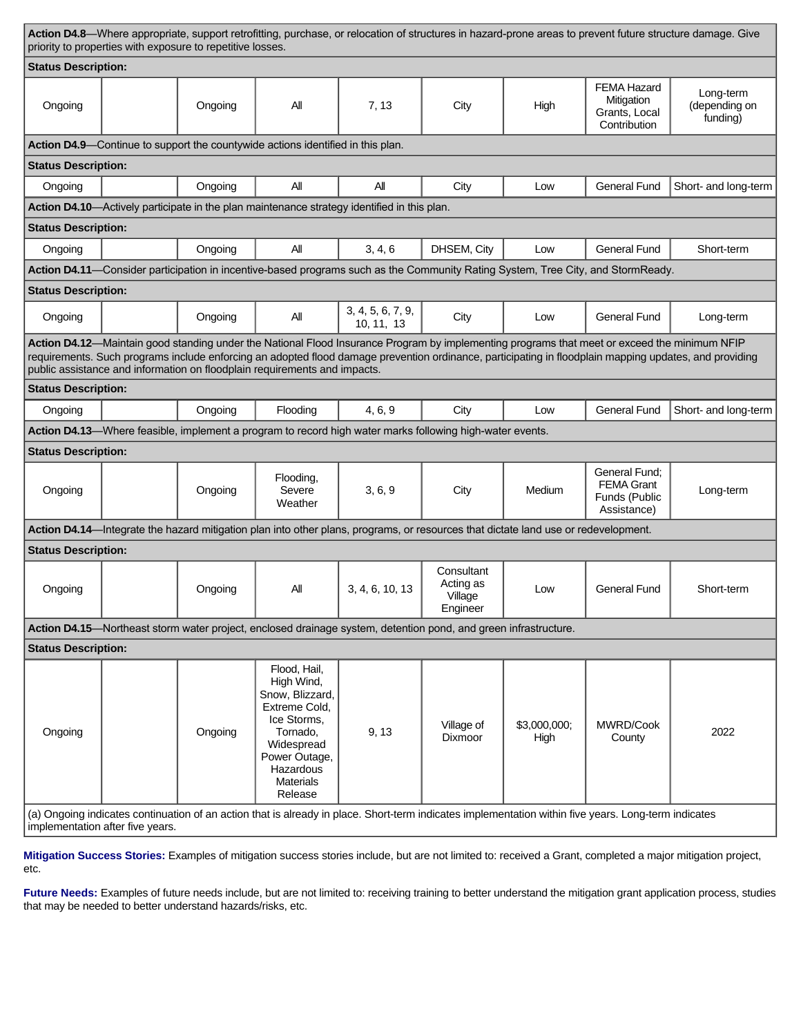| | | | | | | | | |
|---|---|---|---|---|---|---|---|---|
| **Action D4.8**—Where appropriate, support retrofitting, purchase, or relocation of structures in hazard-prone areas to prevent future structure damage. Give priority to properties with exposure to repetitive losses. | | | | | | | | |
| **Status Description:** | | | | | | | | |
| Ongoing | | Ongoing | All | 7, 13 | City | High | FEMA Hazard Mitigation Grants, Local Contribution | Long-term (depending on funding) |
| **Action D4.9**—Continue to support the countywide actions identified in this plan. | | | | | | | | |
| **Status Description:** | | | | | | | | |
| Ongoing | | Ongoing | All | All | City | Low | General Fund | Short- and long-term |
| **Action D4.10**—Actively participate in the plan maintenance strategy identified in this plan. | | | | | | | | |
| **Status Description:** | | | | | | | | |
| Ongoing | | Ongoing | All | 3, 4, 6 | DHSEM, City | Low | General Fund | Short-term |
| **Action D4.11**—Consider participation in incentive-based programs such as the Community Rating System, Tree City, and StormReady. | | | | | | | | |
| **Status Description:** | | | | | | | | |
| Ongoing | | Ongoing | All | 3, 4, 5, 6, 7, 9, 10, 11, 13 | City | Low | General Fund | Long-term |
| **Action D4.12**—Maintain good standing under the National Flood Insurance Program by implementing programs that meet or exceed the minimum NFIP requirements. Such programs include enforcing an adopted flood damage prevention ordinance, participating in floodplain mapping updates, and providing public assistance and information on floodplain requirements and impacts. | | | | | | | | |
| **Status Description:** | | | | | | | | |
| Ongoing | | Ongoing | Flooding | 4, 6, 9 | City | Low | General Fund | Short- and long-term |
| **Action D4.13**—Where feasible, implement a program to record high water marks following high-water events. | | | | | | | | |
| **Status Description:** | | | | | | | | |
| Ongoing | | Ongoing | Flooding, Severe Weather | 3, 6, 9 | City | Medium | General Fund; FEMA Grant Funds (Public Assistance) | Long-term |
| **Action D4.14**—Integrate the hazard mitigation plan into other plans, programs, or resources that dictate land use or redevelopment. | | | | | | | | |
| **Status Description:** | | | | | | | | |
| Ongoing | | Ongoing | All | 3, 4, 6, 10, 13 | Consultant Acting as Village Engineer | Low | General Fund | Short-term |
| **Action D4.15**—Northeast storm water project, enclosed drainage system, detention pond, and green infrastructure. | | | | | | | | |
| **Status Description:** | | | | | | | | |
| Ongoing | | Ongoing | Flood, Hail, High Wind, Snow, Blizzard, Extreme Cold, Ice Storms, Tornado, Widespread Power Outage, Hazardous Materials Release | 9, 13 | Village of Dixmoor | $3,000,000; High | MWRD/Cook County | 2022 |
| (a) Ongoing indicates continuation of an action that is already in place. Short-term indicates implementation within five years. Long-term indicates implementation after five years. | | | | | | | | |

**Mitigation Success Stories:** Examples of mitigation success stories include, but are not limited to: received a Grant, completed a major mitigation project, etc.

**Future Needs:** Examples of future needs include, but are not limited to: receiving training to better understand the mitigation grant application process, studies that may be needed to better understand hazards/risks, etc.